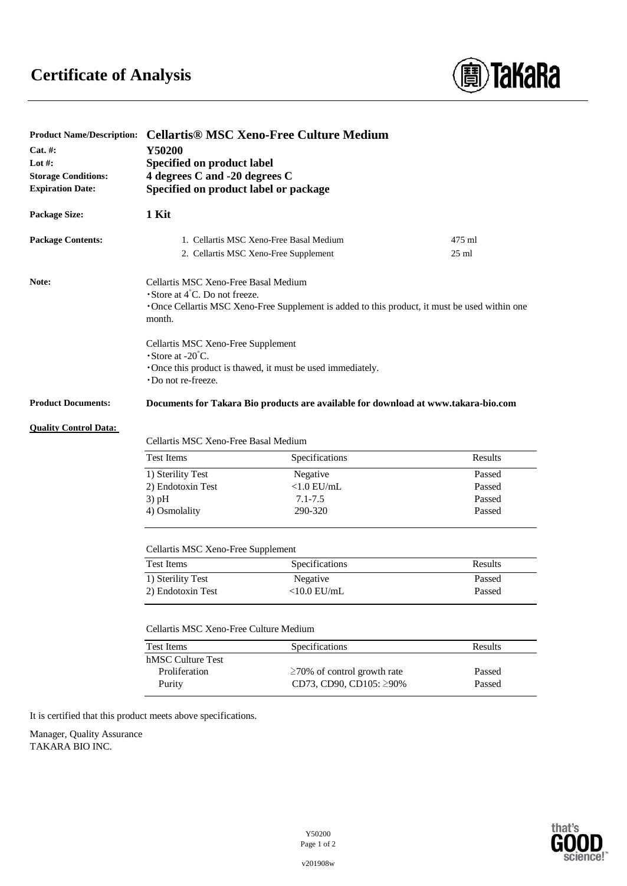# Certificate of Analysis

**Product Name/Description:** **Cellartis® MSC Xeno-Free Culture Medium**
**Cat. #:** **Y50200**
**Lot #:** **Specified on product label**
**Storage Conditions:** **4 degrees C and -20 degrees C**
**Expiration Date:** **Specified on product label or package**

**Package Size:** **1 Kit**

**Package Contents:**

| | | |
|---|---|---|
| 1. | Cellartis MSC Xeno-Free Basal Medium | 475 ml |
| 2. | Cellartis MSC Xeno-Free Supplement | 25 ml |

**Note:**

Cellartis MSC Xeno-Free Basal Medium
・Store at 4°C. Do not freeze.
・Once Cellartis MSC Xeno-Free Supplement is added to this product, it must be used within one month.

Cellartis MSC Xeno-Free Supplement
・Store at -20°C.
・Once this product is thawed, it must be used immediately.
・Do not re-freeze.

**Product Documents:** **Documents for Takara Bio products are available for download at www.takara-bio.com**

**Quality Control Data:**

Cellartis MSC Xeno-Free Basal Medium

| Test Items | Specifications | Results |
|---|---|---|
| 1) Sterility Test | Negative | Passed |
| 2) Endotoxin Test | <1.0 EU/mL | Passed |
| 3) pH | 7.1-7.5 | Passed |
| 4) Osmolality | 290-320 | Passed |

Cellartis MSC Xeno-Free Supplement

| Test Items | Specifications | Results |
|---|---|---|
| 1) Sterility Test | Negative | Passed |
| 2) Endotoxin Test | <10.0 EU/mL | Passed |

Cellartis MSC Xeno-Free Culture Medium

| Test Items | Specifications | Results |
|---|---|---|
| hMSC Culture Test | | |
| Proliferation | ≥70% of control growth rate | Passed |
| Purity | CD73, CD90, CD105: ≥90% | Passed |

It is certified that this product meets above specifications.

Manager, Quality Assurance
TAKARA BIO INC.

Y50200

v201908w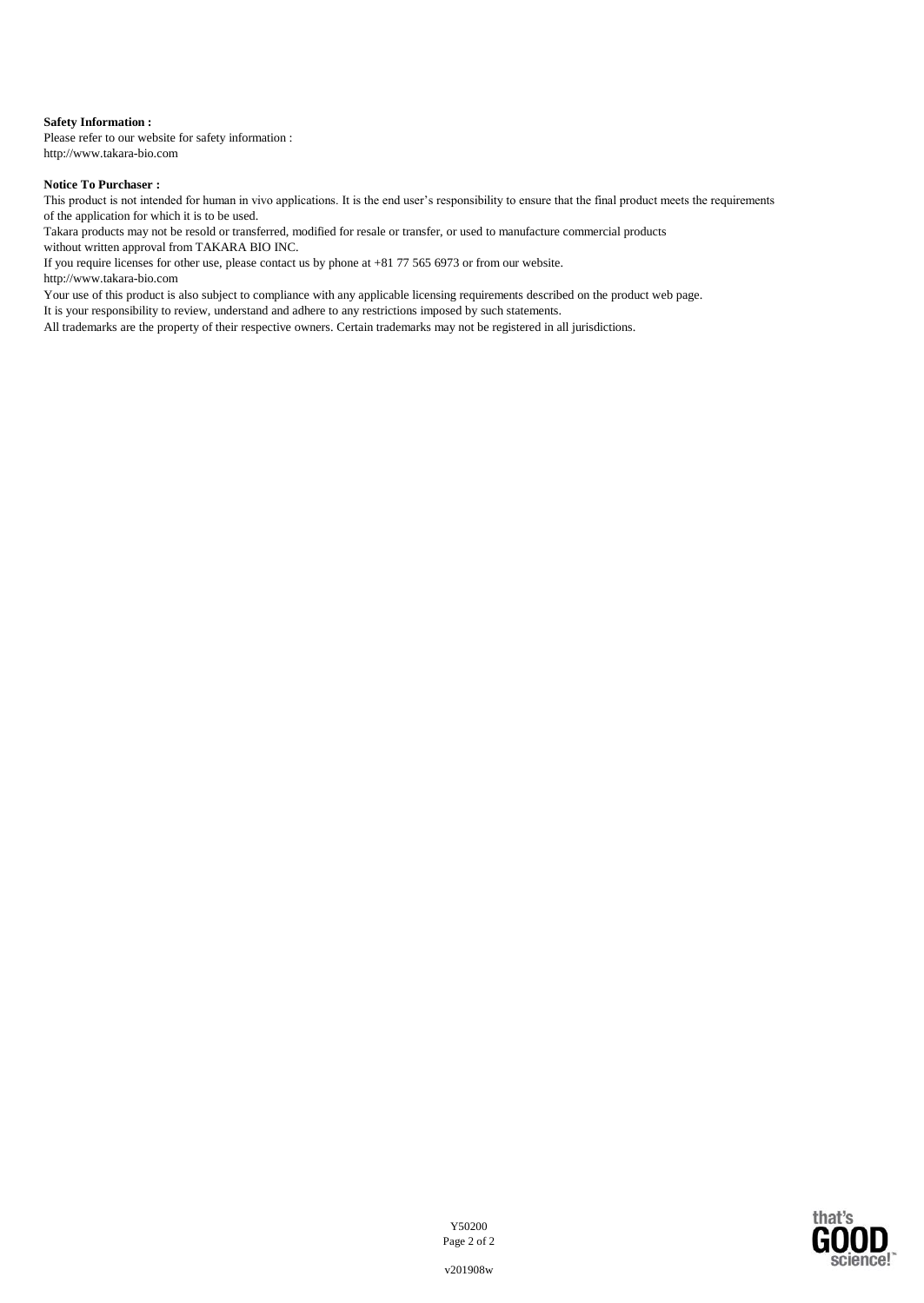**Safety Information :**

Please refer to our website for safety information :
http://www.takara-bio.com

**Notice To Purchaser :**

This product is not intended for human in vivo applications. It is the end user's responsibility to ensure that the final product meets the requirements of the application for which it is to be used.
Takara products may not be resold or transferred, modified for resale or transfer, or used to manufacture commercial products without written approval from TAKARA BIO INC.
If you require licenses for other use, please contact us by phone at +81 77 565 6973 or from our website.
http://www.takara-bio.com
Your use of this product is also subject to compliance with any applicable licensing requirements described on the product web page.
It is your responsibility to review, understand and adhere to any restrictions imposed by such statements.
All trademarks are the property of their respective owners. Certain trademarks may not be registered in all jurisdictions.

Y50200

v201908w